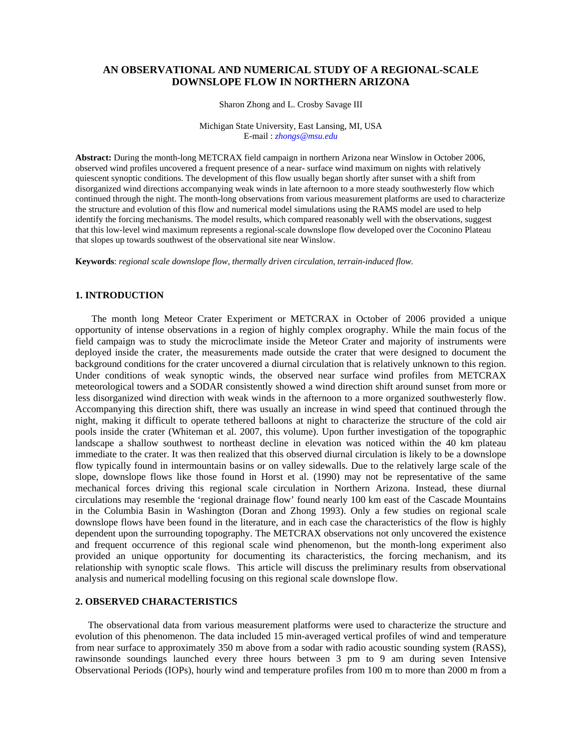# AN OBSERVATIONAL AND NUMERICAL STUDY OF A REGIONAL-SCALE DOWNSLOPE FLOW IN NORTHERN ARIZONA

Sharon Zhong and L. Crosby Savage III

Michigan State University, East Lansing, MI, USA
E-mail : *zhongs@msu.edu*

**Abstract:** During the month-long METCRAX field campaign in northern Arizona near Winslow in October 2006, observed wind profiles uncovered a frequent presence of a near- surface wind maximum on nights with relatively quiescent synoptic conditions. The development of this flow usually began shortly after sunset with a shift from disorganized wind directions accompanying weak winds in late afternoon to a more steady southwesterly flow which continued through the night. The month-long observations from various measurement platforms are used to characterize the structure and evolution of this flow and numerical model simulations using the RAMS model are used to help identify the forcing mechanisms. The model results, which compared reasonably well with the observations, suggest that this low-level wind maximum represents a regional-scale downslope flow developed over the Coconino Plateau that slopes up towards southwest of the observational site near Winslow.

**Keywords**: *regional scale downslope flow, thermally driven circulation, terrain-induced flow.*

## 1. INTRODUCTION

The month long Meteor Crater Experiment or METCRAX in October of 2006 provided a unique opportunity of intense observations in a region of highly complex orography. While the main focus of the field campaign was to study the microclimate inside the Meteor Crater and majority of instruments were deployed inside the crater, the measurements made outside the crater that were designed to document the background conditions for the crater uncovered a diurnal circulation that is relatively unknown to this region. Under conditions of weak synoptic winds, the observed near surface wind profiles from METCRAX meteorological towers and a SODAR consistently showed a wind direction shift around sunset from more or less disorganized wind direction with weak winds in the afternoon to a more organized southwesterly flow. Accompanying this direction shift, there was usually an increase in wind speed that continued through the night, making it difficult to operate tethered balloons at night to characterize the structure of the cold air pools inside the crater (Whiteman et al. 2007, this volume). Upon further investigation of the topographic landscape a shallow southwest to northeast decline in elevation was noticed within the 40 km plateau immediate to the crater. It was then realized that this observed diurnal circulation is likely to be a downslope flow typically found in intermountain basins or on valley sidewalls. Due to the relatively large scale of the slope, downslope flows like those found in Horst et al. (1990) may not be representative of the same mechanical forces driving this regional scale circulation in Northern Arizona. Instead, these diurnal circulations may resemble the 'regional drainage flow' found nearly 100 km east of the Cascade Mountains in the Columbia Basin in Washington (Doran and Zhong 1993). Only a few studies on regional scale downslope flows have been found in the literature, and in each case the characteristics of the flow is highly dependent upon the surrounding topography. The METCRAX observations not only uncovered the existence and frequent occurrence of this regional scale wind phenomenon, but the month-long experiment also provided an unique opportunity for documenting its characteristics, the forcing mechanism, and its relationship with synoptic scale flows. This article will discuss the preliminary results from observational analysis and numerical modelling focusing on this regional scale downslope flow.

## 2. OBSERVED CHARACTERISTICS

The observational data from various measurement platforms were used to characterize the structure and evolution of this phenomenon. The data included 15 min-averaged vertical profiles of wind and temperature from near surface to approximately 350 m above from a sodar with radio acoustic sounding system (RASS), rawinsonde soundings launched every three hours between 3 pm to 9 am during seven Intensive Observational Periods (IOPs), hourly wind and temperature profiles from 100 m to more than 2000 m from a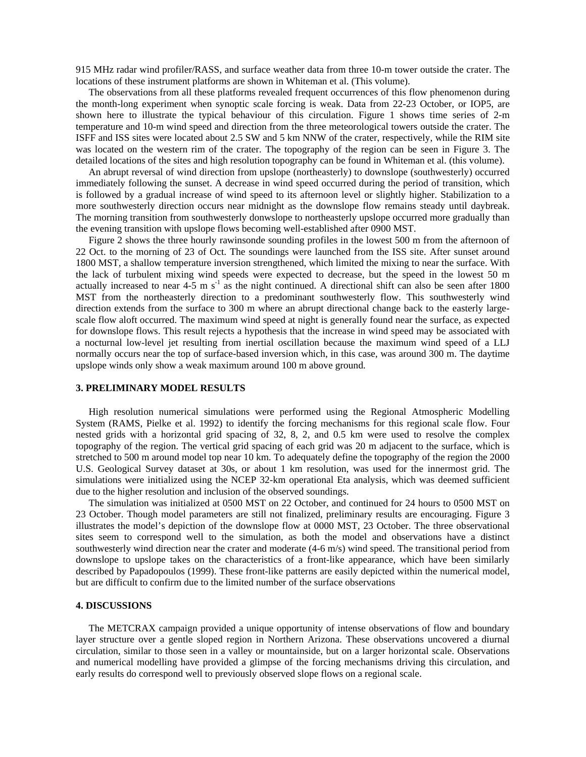915 MHz radar wind profiler/RASS, and surface weather data from three 10-m tower outside the crater. The locations of these instrument platforms are shown in Whiteman et al. (This volume).

The observations from all these platforms revealed frequent occurrences of this flow phenomenon during the month-long experiment when synoptic scale forcing is weak. Data from 22-23 October, or IOP5, are shown here to illustrate the typical behaviour of this circulation. Figure 1 shows time series of 2-m temperature and 10-m wind speed and direction from the three meteorological towers outside the crater. The ISFF and ISS sites were located about 2.5 SW and 5 km NNW of the crater, respectively, while the RIM site was located on the western rim of the crater. The topography of the region can be seen in Figure 3. The detailed locations of the sites and high resolution topography can be found in Whiteman et al. (this volume).

An abrupt reversal of wind direction from upslope (northeasterly) to downslope (southwesterly) occurred immediately following the sunset. A decrease in wind speed occurred during the period of transition, which is followed by a gradual increase of wind speed to its afternoon level or slightly higher. Stabilization to a more southwesterly direction occurs near midnight as the downslope flow remains steady until daybreak. The morning transition from southwesterly donwslope to northeasterly upslope occurred more gradually than the evening transition with upslope flows becoming well-established after 0900 MST.

Figure 2 shows the three hourly rawinsonde sounding profiles in the lowest 500 m from the afternoon of 22 Oct. to the morning of 23 of Oct. The soundings were launched from the ISS site. After sunset around 1800 MST, a shallow temperature inversion strengthened, which limited the mixing to near the surface. With the lack of turbulent mixing wind speeds were expected to decrease, but the speed in the lowest 50 m actually increased to near 4-5 m $s^{-1}$ as the night continued. A directional shift can also be seen after 1800 MST from the northeasterly direction to a predominant southwesterly flow. This southwesterly wind direction extends from the surface to 300 m where an abrupt directional change back to the easterly large-scale flow aloft occurred. The maximum wind speed at night is generally found near the surface, as expected for downslope flows. This result rejects a hypothesis that the increase in wind speed may be associated with a nocturnal low-level jet resulting from inertial oscillation because the maximum wind speed of a LLJ normally occurs near the top of surface-based inversion which, in this case, was around 300 m. The daytime upslope winds only show a weak maximum around 100 m above ground.

## 3. PRELIMINARY MODEL RESULTS

High resolution numerical simulations were performed using the Regional Atmospheric Modelling System (RAMS, Pielke et al. 1992) to identify the forcing mechanisms for this regional scale flow. Four nested grids with a horizontal grid spacing of 32, 8, 2, and 0.5 km were used to resolve the complex topography of the region. The vertical grid spacing of each grid was 20 m adjacent to the surface, which is stretched to 500 m around model top near 10 km. To adequately define the topography of the region the 2000 U.S. Geological Survey dataset at 30s, or about 1 km resolution, was used for the innermost grid. The simulations were initialized using the NCEP 32-km operational Eta analysis, which was deemed sufficient due to the higher resolution and inclusion of the observed soundings.

The simulation was initialized at 0500 MST on 22 October, and continued for 24 hours to 0500 MST on 23 October. Though model parameters are still not finalized, preliminary results are encouraging. Figure 3 illustrates the model's depiction of the downslope flow at 0000 MST, 23 October. The three observational sites seem to correspond well to the simulation, as both the model and observations have a distinct southwesterly wind direction near the crater and moderate (4-6 m/s) wind speed. The transitional period from downslope to upslope takes on the characteristics of a front-like appearance, which have been similarly described by Papadopoulos (1999). These front-like patterns are easily depicted within the numerical model, but are difficult to confirm due to the limited number of the surface observations

## 4. DISCUSSIONS

The METCRAX campaign provided a unique opportunity of intense observations of flow and boundary layer structure over a gentle sloped region in Northern Arizona. These observations uncovered a diurnal circulation, similar to those seen in a valley or mountainside, but on a larger horizontal scale. Observations and numerical modelling have provided a glimpse of the forcing mechanisms driving this circulation, and early results do correspond well to previously observed slope flows on a regional scale.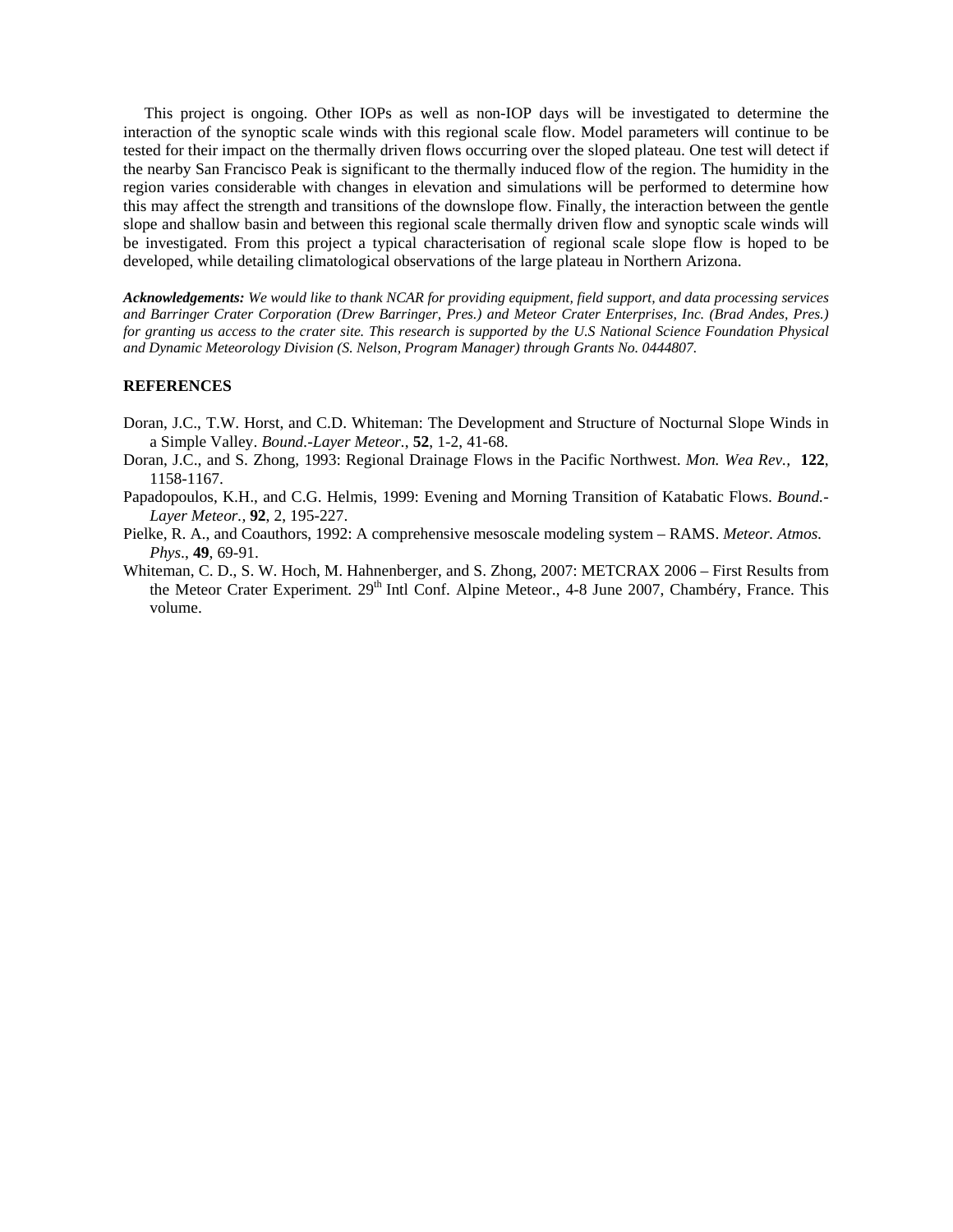This project is ongoing. Other IOPs as well as non-IOP days will be investigated to determine the interaction of the synoptic scale winds with this regional scale flow. Model parameters will continue to be tested for their impact on the thermally driven flows occurring over the sloped plateau. One test will detect if the nearby San Francisco Peak is significant to the thermally induced flow of the region. The humidity in the region varies considerable with changes in elevation and simulations will be performed to determine how this may affect the strength and transitions of the downslope flow. Finally, the interaction between the gentle slope and shallow basin and between this regional scale thermally driven flow and synoptic scale winds will be investigated. From this project a typical characterisation of regional scale slope flow is hoped to be developed, while detailing climatological observations of the large plateau in Northern Arizona.

***Acknowledgements:*** *We would like to thank NCAR for providing equipment, field support, and data processing services and Barringer Crater Corporation (Drew Barringer, Pres.) and Meteor Crater Enterprises, Inc. (Brad Andes, Pres.) for granting us access to the crater site. This research is supported by the U.S National Science Foundation Physical and Dynamic Meteorology Division (S. Nelson, Program Manager) through Grants No. 0444807.*

## REFERENCES

Doran, J.C., T.W. Horst, and C.D. Whiteman: The Development and Structure of Nocturnal Slope Winds in a Simple Valley. *Bound.-Layer Meteor.*, **52**, 1-2, 41-68.

Doran, J.C., and S. Zhong, 1993: Regional Drainage Flows in the Pacific Northwest. *Mon. Wea Rev.,* **122**, 1158-1167.

Papadopoulos, K.H., and C.G. Helmis, 1999: Evening and Morning Transition of Katabatic Flows. *Bound.-Layer Meteor.*, **92**, 2, 195-227.

Pielke, R. A., and Coauthors, 1992: A comprehensive mesoscale modeling system – RAMS. *Meteor. Atmos. Phys*., **49**, 69-91.

Whiteman, C. D., S. W. Hoch, M. Hahnenberger, and S. Zhong, 2007: METCRAX 2006 – First Results from the Meteor Crater Experiment*.* 29th Intl Conf. Alpine Meteor., 4-8 June 2007, Chambéry, France. This volume.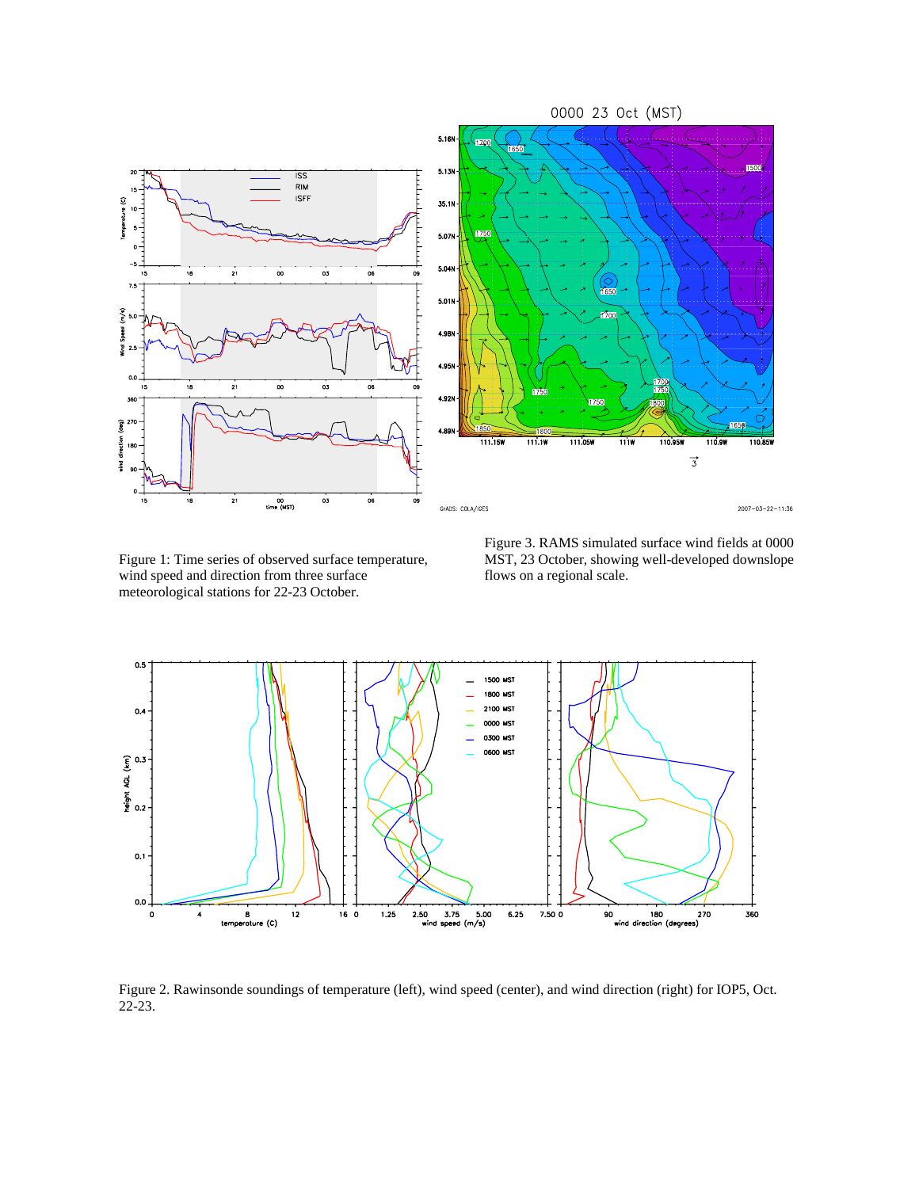Figure 1: Time series of observed surface temperature, wind speed and direction from three surface meteorological stations for 22-23 October.

Figure 3. RAMS simulated surface wind fields at 0000 MST, 23 October, showing well-developed downslope flows on a regional scale.

Figure 2. Rawinsonde soundings of temperature (left), wind speed (center), and wind direction (right) for IOP5, Oct. 22-23.